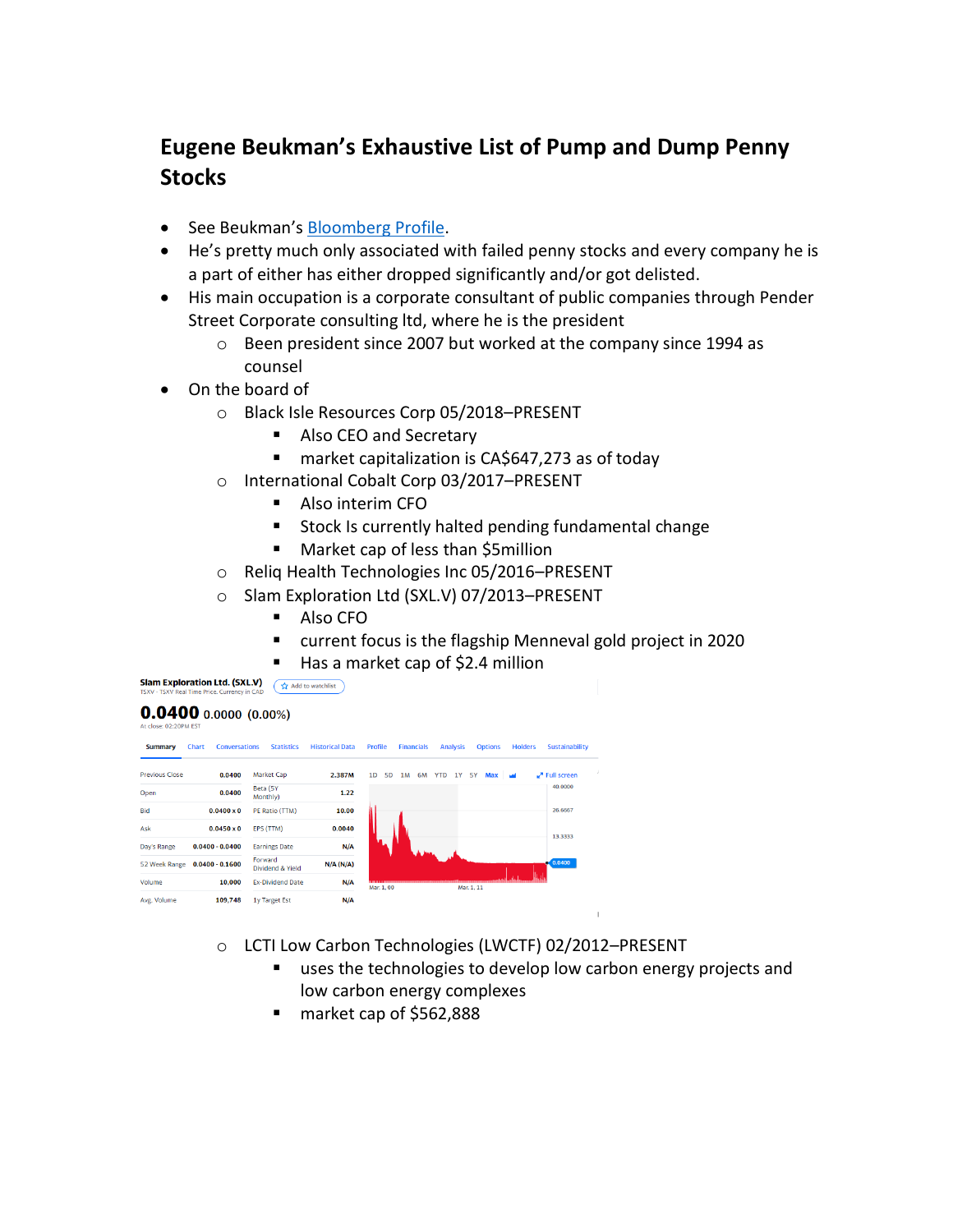# Eugene Beukman's Exhaustive List of Pump and Dump Penny Stocks

- See Beukman's [Bloomberg Profile](#).
- He's pretty much only associated with failed penny stocks and every company he is a part of either has either dropped significantly and/or got delisted.
- His main occupation is a corporate consultant of public companies through Pender Street Corporate consulting ltd, where he is the president
  - Been president since 2007 but worked at the company since 1994 as counsel
- On the board of
  - Black Isle Resources Corp 05/2018–PRESENT
    - Also CEO and Secretary
    - market capitalization is CA$647,273 as of today
  - International Cobalt Corp 03/2017–PRESENT
    - Also interim CFO
    - Stock Is currently halted pending fundamental change
    - Market cap of less than $5million
  - Reliq Health Technologies Inc 05/2016–PRESENT
  - Slam Exploration Ltd (SXL.V) 07/2013–PRESENT
    - Also CFO
    - current focus is the flagship Menneval gold project in 2020
    - Has a market cap of $2.4 million

**Slam Exploration Ltd. (SXL.V)**
TSXV - TSXV Real Time Price. Currency in CAD

**0.0400** 0.0000 (0.00%)
At close: 02:20PM EST

Summary | Chart | Conversations | Statistics | Historical Data | Profile | Financials | Analysis | Options | Holders | Sustainability

| | | | |
|---|---|---|---|
| Previous Close | 0.0400 | Market Cap | 2.387M |
| Open | 0.0400 | Beta (5Y Monthly) | 1.22 |
| Bid | 0.0400 x 0 | PE Ratio (TTM) | 10.00 |
| Ask | 0.0450 x 0 | EPS (TTM) | 0.0040 |
| Day's Range | 0.0400 - 0.0400 | Earnings Date | N/A |
| 52 Week Range | 0.0400 - 0.1600 | Forward Dividend & Yield | N/A (N/A) |
| Volume | 10,000 | Ex-Dividend Date | N/A |
| Avg. Volume | 109,748 | 1y Target Est | N/A |

  - LCTI Low Carbon Technologies (LWCTF) 02/2012–PRESENT
    - uses the technologies to develop low carbon energy projects and low carbon energy complexes
    - market cap of $562,888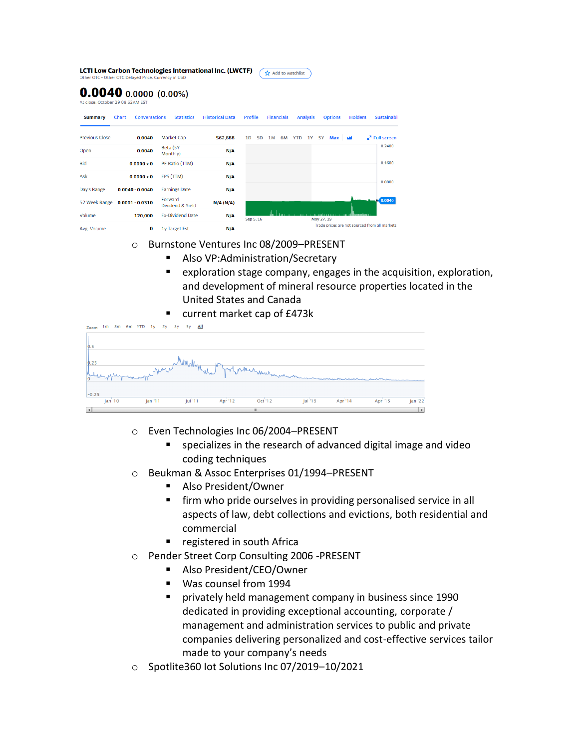**LCTI Low Carbon Technologies International Inc. (LWCTF)**
Other OTC - Other OTC Delayed Price. Currency in USD

**0.0040** 0.0000 (0.00%)
At close: October 29 08:52AM EST

Summary | Chart | Conversations | Statistics | Historical Data | Profile | Financials | Analysis | Options | Holders | Sustainability

| | | | |
|---|---|---|---|
| Previous Close | 0.0040 | Market Cap | 562,888 |
| Open | 0.0040 | Beta (5Y Monthly) | N/A |
| Bid | 0.0000 x 0 | PE Ratio (TTM) | N/A |
| Ask | 0.0000 x 0 | EPS (TTM) | N/A |
| Day's Range | 0.0040 - 0.0040 | Earnings Date | N/A |
| 52 Week Range | 0.0001 - 0.0310 | Forward Dividend & Yield | N/A (N/A) |
| Volume | 120,000 | Ex-Dividend Date | N/A |
| Avg. Volume | 0 | 1y Target Est | N/A |

1D 5D 1M 6M YTD 1Y 5Y Max — Full screen
0.2400, 0.1600, 0.0800, 0.0040
Sep 5, 16 — May 27, 19
Trade prices are not sourced from all markets

- Burnstone Ventures Inc 08/2009–PRESENT
  - Also VP:Administration/Secretary
  - exploration stage company, engages in the acquisition, exploration, and development of mineral resource properties located in the United States and Canada
  - current market cap of £473k

Zoom 1m 3m 6m YTD 1y 2y 3y 5y All
0.5, 0.25, 0, -0.25
Jan '10, Jan '11, Jul '11, Apr '12, Oct '12, Jul '13, Apr '14, Apr '15, Jan '22

- Even Technologies Inc 06/2004–PRESENT
  - specializes in the research of advanced digital image and video coding techniques
- Beukman & Assoc Enterprises 01/1994–PRESENT
  - Also President/Owner
  - firm who pride ourselves in providing personalised service in all aspects of law, debt collections and evictions, both residential and commercial
  - registered in south Africa
- Pender Street Corp Consulting 2006 -PRESENT
  - Also President/CEO/Owner
  - Was counsel from 1994
  - privately held management company in business since 1990 dedicated in providing exceptional accounting, corporate / management and administration services to public and private companies delivering personalized and cost-effective services tailor made to your company's needs
- Spotlite360 Iot Solutions Inc 07/2019–10/2021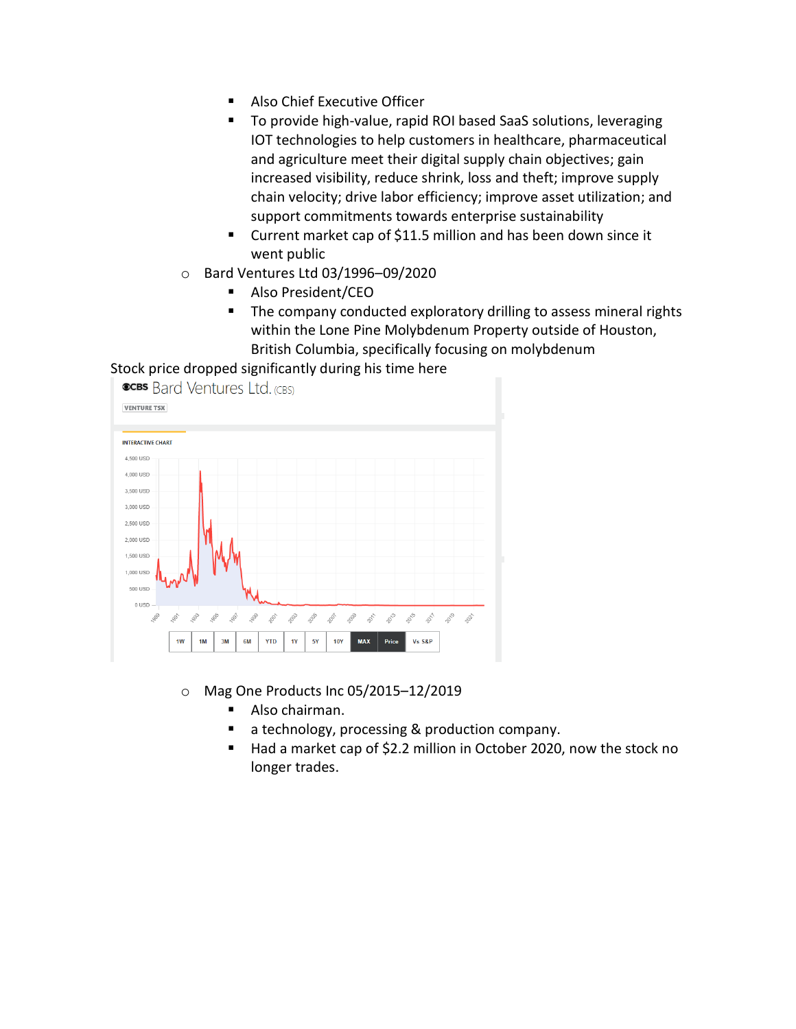- Also Chief Executive Officer
    - To provide high-value, rapid ROI based SaaS solutions, leveraging IOT technologies to help customers in healthcare, pharmaceutical and agriculture meet their digital supply chain objectives; gain increased visibility, reduce shrink, loss and theft; improve supply chain velocity; drive labor efficiency; improve asset utilization; and support commitments towards enterprise sustainability
    - Current market cap of $11.5 million and has been down since it went public
  - Bard Ventures Ltd 03/1996–09/2020
    - Also President/CEO
    - The company conducted exploratory drilling to assess mineral rights within the Lone Pine Molybdenum Property outside of Houston, British Columbia, specifically focusing on molybdenum

Stock price dropped significantly during his time here

  - Mag One Products Inc 05/2015–12/2019
    - Also chairman.
    - a technology, processing & production company.
    - Had a market cap of $2.2 million in October 2020, now the stock no longer trades.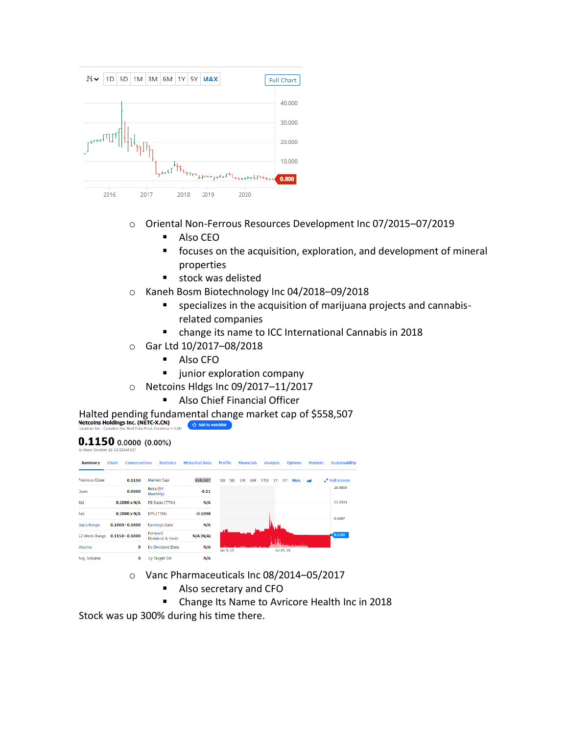- Oriental Non-Ferrous Resources Development Inc 07/2015–07/2019
  - Also CEO
  - focuses on the acquisition, exploration, and development of mineral properties
  - stock was delisted
- Kaneh Bosm Biotechnology Inc 04/2018–09/2018
  - specializes in the acquisition of marijuana projects and cannabis-related companies
  - change its name to ICC International Cannabis in 2018
- Gar Ltd 10/2017–08/2018
  - Also CFO
  - junior exploration company
- Netcoins Hldgs Inc 09/2017–11/2017
  - Also Chief Financial Officer

Halted pending fundamental change market cap of $558,507

- Vanc Pharmaceuticals Inc 08/2014–05/2017
  - Also secretary and CFO
  - Change Its Name to Avricore Health Inc in 2018

Stock was up 300% during his time there.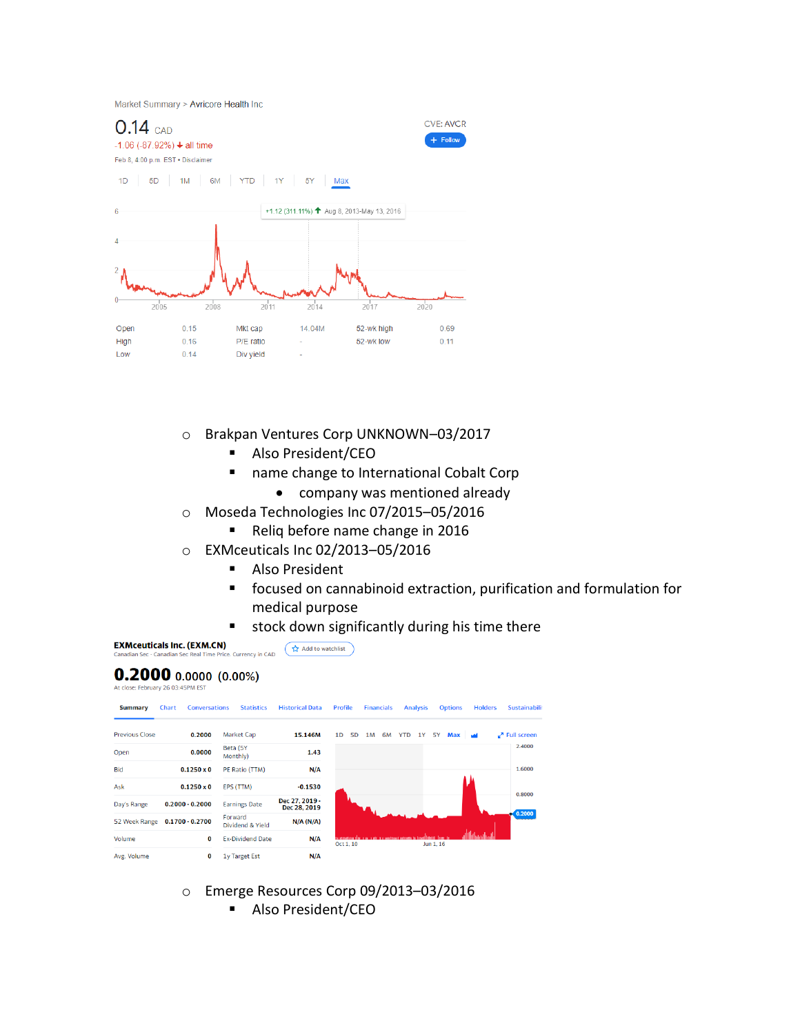Market Summary > Avricore Health Inc

0.14 CAD

-1.06 (-87.92%) ↓ all time

Feb 8, 4:00 p.m. EST • Disclaimer

CVE: AVCR

| Open | 0.15 | Mkt cap | 14.04M | 52-wk high | 0.69 |
|---|---|---|---|---|---|
| High | 0.16 | P/E ratio | - | 52-wk low | 0.11 |
| Low | 0.14 | Div yield | - | | |

- Brakpan Ventures Corp UNKNOWN–03/2017
  - Also President/CEO
  - name change to International Cobalt Corp
    - company was mentioned already
- Moseda Technologies Inc 07/2015–05/2016
  - Reliq before name change in 2016
- EXMceuticals Inc 02/2013–05/2016
  - Also President
  - focused on cannabinoid extraction, purification and formulation for medical purpose
  - stock down significantly during his time there

**EXMceuticals Inc. (EXM.CN)**

Canadian Sec - Canadian Sec Real Time Price. Currency in CAD

**0.2000** 0.0000 (0.00%)

At close: February 26 03:45PM EST

| Previous Close | 0.2000 | Market Cap | 15.146M |
|---|---|---|---|
| Open | 0.0000 | Beta (5Y Monthly) | 1.43 |
| Bid | 0.1250 x 0 | PE Ratio (TTM) | N/A |
| Ask | 0.1250 x 0 | EPS (TTM) | -0.1530 |
| Day's Range | 0.2000 - 0.2000 | Earnings Date | Dec 27, 2019 - Dec 28, 2019 |
| 52 Week Range | 0.1700 - 0.2700 | Forward Dividend & Yield | N/A (N/A) |
| Volume | 0 | Ex-Dividend Date | N/A |
| Avg. Volume | 0 | 1y Target Est | N/A |

- Emerge Resources Corp 09/2013–03/2016
  - Also President/CEO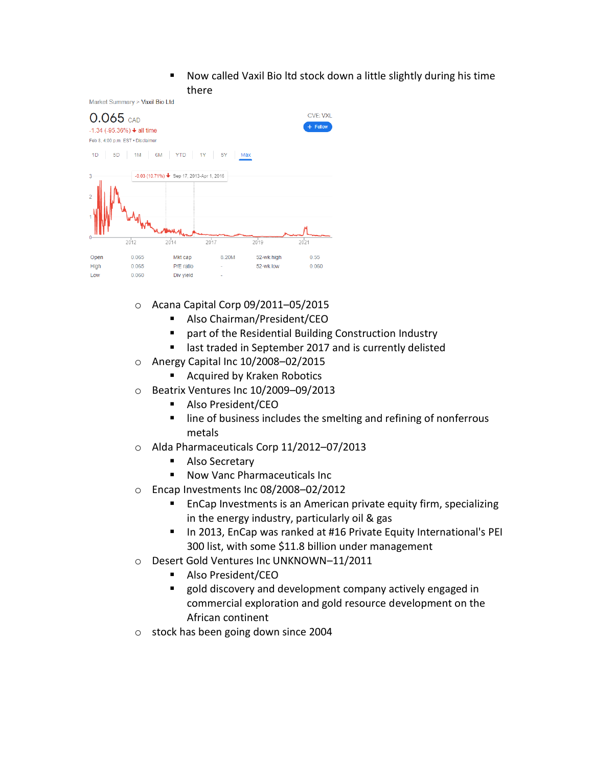- Now called Vaxil Bio ltd stock down a little slightly during his time there

Market Summary > Vaxil Bio Ltd

0.065 CAD

-1.34 (-95.36%) all time

Feb 8, 4:00 p.m. EST • Disclaimer

CVE: VXL

+ Follow

1D | 5D | 1M | 6M | YTD | 1Y | 5Y | Max

-0.03 (10.71%) Sep 17, 2013-Apr 1, 2016

| Open | 0.065 | Mkt cap | 6.20M | 52-wk high | 0.55 |
|---|---|---|---|---|---|
| High | 0.065 | P/E ratio | - | 52-wk low | 0.060 |
| Low | 0.060 | Div yield | - | | |

  - Acana Capital Corp 09/2011–05/2015
    - Also Chairman/President/CEO
    - part of the Residential Building Construction Industry
    - last traded in September 2017 and is currently delisted
  - Anergy Capital Inc 10/2008–02/2015
    - Acquired by Kraken Robotics
  - Beatrix Ventures Inc 10/2009–09/2013
    - Also President/CEO
    - line of business includes the smelting and refining of nonferrous metals
  - Alda Pharmaceuticals Corp 11/2012–07/2013
    - Also Secretary
    - Now Vanc Pharmaceuticals Inc
  - Encap Investments Inc 08/2008–02/2012
    - EnCap Investments is an American private equity firm, specializing in the energy industry, particularly oil & gas
    - In 2013, EnCap was ranked at #16 Private Equity International's PEI 300 list, with some $11.8 billion under management
  - Desert Gold Ventures Inc UNKNOWN–11/2011
    - Also President/CEO
    - gold discovery and development company actively engaged in commercial exploration and gold resource development on the African continent
  - stock has been going down since 2004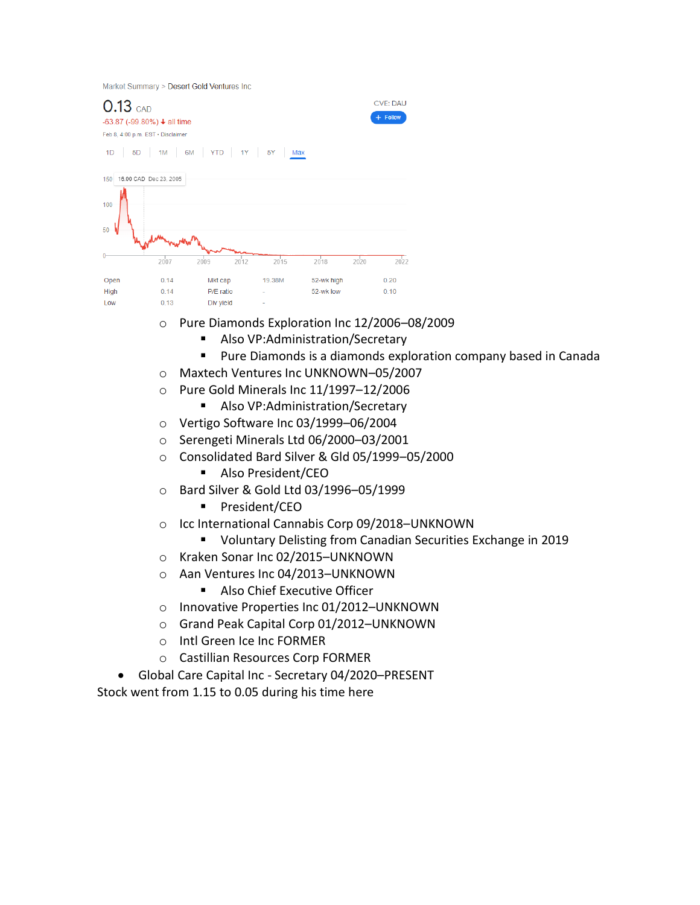Market Summary > Desert Gold Ventures Inc

0.13 CAD

-63.87 (-99.80%) ↓ all time

Feb 8, 4:00 p.m. EST · Disclaimer

CVE: DAU

+ Follow

1D | 5D | 1M | 6M | YTD | 1Y | 5Y | Max

150 | 16.00 CAD Dec 23, 2005

100

50

0

2007 | 2009 | 2012 | 2015 | 2018 | 2020 | 2022

| Open | 0.14 | Mkt cap | 19.38M | 52-wk high | 0.20 |
| --- | --- | --- | --- | --- | --- |
| High | 0.14 | P/E ratio | - | 52-wk low | 0.10 |
| Low | 0.13 | Div yield | - | | |

- Pure Diamonds Exploration Inc 12/2006–08/2009
  - Also VP:Administration/Secretary
  - Pure Diamonds is a diamonds exploration company based in Canada
- Maxtech Ventures Inc UNKNOWN–05/2007
- Pure Gold Minerals Inc 11/1997–12/2006
  - Also VP:Administration/Secretary
- Vertigo Software Inc 03/1999–06/2004
- Serengeti Minerals Ltd 06/2000–03/2001
- Consolidated Bard Silver & Gld 05/1999–05/2000
  - Also President/CEO
- Bard Silver & Gold Ltd 03/1996–05/1999
  - President/CEO
- Icc International Cannabis Corp 09/2018–UNKNOWN
  - Voluntary Delisting from Canadian Securities Exchange in 2019
- Kraken Sonar Inc 02/2015–UNKNOWN
- Aan Ventures Inc 04/2013–UNKNOWN
  - Also Chief Executive Officer
- Innovative Properties Inc 01/2012–UNKNOWN
- Grand Peak Capital Corp 01/2012–UNKNOWN
- Intl Green Ice Inc FORMER
- Castillian Resources Corp FORMER

- Global Care Capital Inc - Secretary 04/2020–PRESENT

Stock went from 1.15 to 0.05 during his time here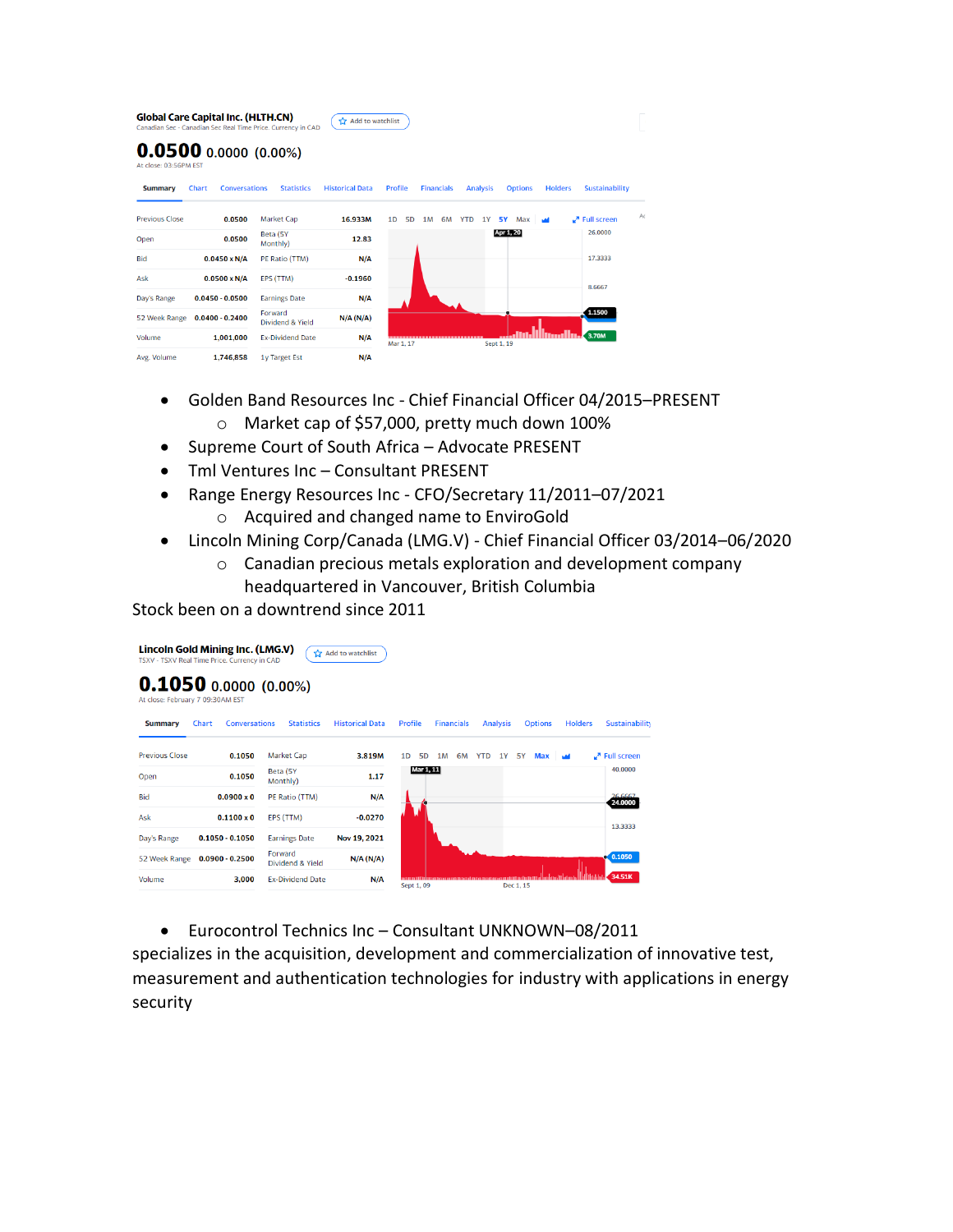Global Care Capital Inc. (HLTH.CN)
Canadian Sec - Canadian Sec Real Time Price. Currency in CAD

Add to watchlist

**0.0500** 0.0000 (0.00%)

At close: 03:56PM EST

Summary | Chart | Conversations | Statistics | Historical Data | Profile | Financials | Analysis | Options | Holders | Sustainability

| | | | |
|---|---|---|---|
| Previous Close | 0.0500 | Market Cap | 16.933M |
| Open | 0.0500 | Beta (5Y Monthly) | 12.83 |
| Bid | 0.0450 x N/A | PE Ratio (TTM) | N/A |
| Ask | 0.0500 x N/A | EPS (TTM) | -0.1960 |
| Day's Range | 0.0450 - 0.0500 | Earnings Date | N/A |
| 52 Week Range | 0.0400 - 0.2400 | Forward Dividend & Yield | N/A (N/A) |
| Volume | 1,001,000 | Ex-Dividend Date | N/A |
| Avg. Volume | 1,746,858 | 1y Target Est | N/A |

1D 5D 1M 6M YTD 1Y 5Y Max

Full screen

Apr 1, 20

26.0000

17.3333

8.6667

1.1500

3.70M

Mar 1, 17

Sept 1, 19

- Golden Band Resources Inc - Chief Financial Officer 04/2015–PRESENT
  - Market cap of $57,000, pretty much down 100%
- Supreme Court of South Africa – Advocate PRESENT
- Tml Ventures Inc – Consultant PRESENT
- Range Energy Resources Inc - CFO/Secretary 11/2011–07/2021
  - Acquired and changed name to EnviroGold
- Lincoln Mining Corp/Canada (LMG.V) - Chief Financial Officer 03/2014–06/2020
  - Canadian precious metals exploration and development company headquartered in Vancouver, British Columbia

Stock been on a downtrend since 2011

Lincoln Gold Mining Inc. (LMG.V)
TSXV - TSXV Real Time Price. Currency in CAD

Add to watchlist

**0.1050** 0.0000 (0.00%)

At close: February 7 09:30AM EST

Summary | Chart | Conversations | Statistics | Historical Data | Profile | Financials | Analysis | Options | Holders | Sustainability

| | | | |
|---|---|---|---|
| Previous Close | 0.1050 | Market Cap | 3.819M |
| Open | 0.1050 | Beta (5Y Monthly) | 1.17 |
| Bid | 0.0900 x 0 | PE Ratio (TTM) | N/A |
| Ask | 0.1100 x 0 | EPS (TTM) | -0.0270 |
| Day's Range | 0.1050 - 0.1050 | Earnings Date | Nov 19, 2021 |
| 52 Week Range | 0.0900 - 0.2500 | Forward Dividend & Yield | N/A (N/A) |
| Volume | 3,000 | Ex-Dividend Date | N/A |

1D 5D 1M 6M YTD 1Y 5Y Max

Full screen

Mar 1, 11

40.0000

26.6667

24.0000

13.3333

0.1050

34.51K

Sept 1, 09

Dec 1, 15

- Eurocontrol Technics Inc – Consultant UNKNOWN–08/2011

specializes in the acquisition, development and commercialization of innovative test, measurement and authentication technologies for industry with applications in energy security